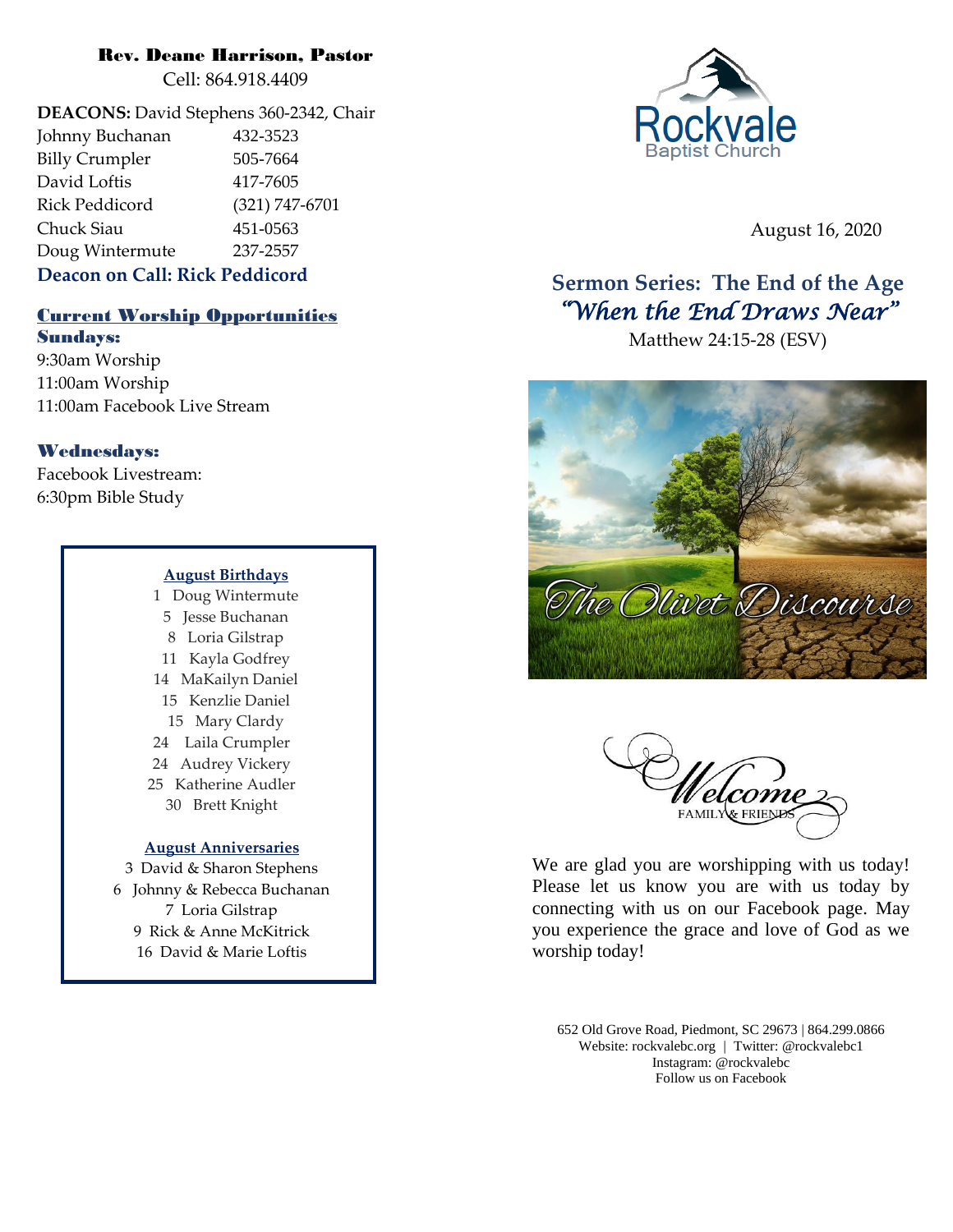**Rev. Deane Harrison, Pastor**
Cell: 864.918.4409

**DEACONS:** David Stephens 360-2342, Chair

| | |
|---|---|
| Johnny Buchanan | 432-3523 |
| Billy Crumpler | 505-7664 |
| David Loftis | 417-7605 |
| Rick Peddicord | (321) 747-6701 |
| Chuck Siau | 451-0563 |
| Doug Wintermute | 237-2557 |

**Deacon on Call: Rick Peddicord**

## Current Worship Opportunities

**Sundays:**
9:30am Worship
11:00am Worship
11:00am Facebook Live Stream

**Wednesdays:**
Facebook Livestream:
6:30pm Bible Study

**August Birthdays**

1 Doug Wintermute
5 Jesse Buchanan
8 Loria Gilstrap
11 Kayla Godfrey
14 MaKailyn Daniel
15 Kenzlie Daniel
15 Mary Clardy
24 Laila Crumpler
24 Audrey Vickery
25 Katherine Audler
30 Brett Knight

**August Anniversaries**

3 David & Sharon Stephens
6 Johnny & Rebecca Buchanan
7 Loria Gilstrap
9 Rick & Anne McKitrick
16 David & Marie Loftis

# Rockvale Baptist Church

August 16, 2020

## Sermon Series: The End of the Age
### *"When the End Draws Near"*
Matthew 24:15-28 (ESV)

*The Olivet Discourse*

*Welcome*
FAMILY & FRIENDS

We are glad you are worshipping with us today! Please let us know you are with us today by connecting with us on our Facebook page. May you experience the grace and love of God as we worship today!

652 Old Grove Road, Piedmont, SC 29673 | 864.299.0866
Website: rockvalebc.org | Twitter: @rockvalebc1
Instagram: @rockvalebc
Follow us on Facebook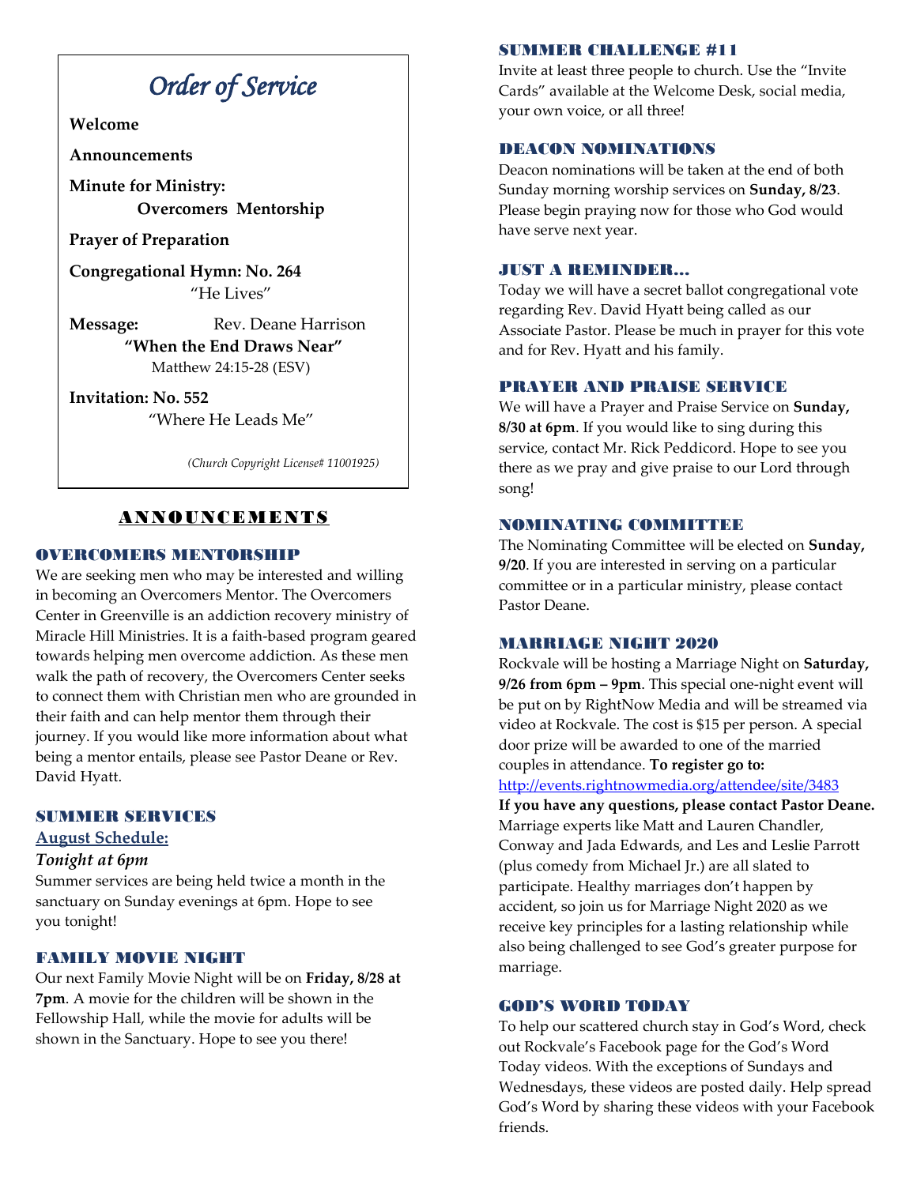# *Order of Service*

**Welcome**

**Announcements**

**Minute for Ministry:**
**Overcomers Mentorship**

**Prayer of Preparation**

**Congregational Hymn: No. 264**
"He Lives"

**Message:** Rev. Deane Harrison
**"When the End Draws Near"**
Matthew 24:15-28 (ESV)

**Invitation: No. 552**
"Where He Leads Me"

*(Church Copyright License# 11001925)*

## ANNOUNCEMENTS

### OVERCOMERS MENTORSHIP

We are seeking men who may be interested and willing in becoming an Overcomers Mentor. The Overcomers Center in Greenville is an addiction recovery ministry of Miracle Hill Ministries. It is a faith-based program geared towards helping men overcome addiction. As these men walk the path of recovery, the Overcomers Center seeks to connect them with Christian men who are grounded in their faith and can help mentor them through their journey. If you would like more information about what being a mentor entails, please see Pastor Deane or Rev. David Hyatt.

### SUMMER SERVICES

**August Schedule:**

***Tonight at 6pm***

Summer services are being held twice a month in the sanctuary on Sunday evenings at 6pm. Hope to see you tonight!

### FAMILY MOVIE NIGHT

Our next Family Movie Night will be on **Friday, 8/28 at 7pm**. A movie for the children will be shown in the Fellowship Hall, while the movie for adults will be shown in the Sanctuary. Hope to see you there!

### SUMMER CHALLENGE #11

Invite at least three people to church. Use the "Invite Cards" available at the Welcome Desk, social media, your own voice, or all three!

### DEACON NOMINATIONS

Deacon nominations will be taken at the end of both Sunday morning worship services on **Sunday, 8/23**. Please begin praying now for those who God would have serve next year.

### JUST A REMINDER…

Today we will have a secret ballot congregational vote regarding Rev. David Hyatt being called as our Associate Pastor. Please be much in prayer for this vote and for Rev. Hyatt and his family.

### PRAYER AND PRAISE SERVICE

We will have a Prayer and Praise Service on **Sunday, 8/30 at 6pm**. If you would like to sing during this service, contact Mr. Rick Peddicord. Hope to see you there as we pray and give praise to our Lord through song!

### NOMINATING COMMITTEE

The Nominating Committee will be elected on **Sunday, 9/20**. If you are interested in serving on a particular committee or in a particular ministry, please contact Pastor Deane.

### MARRIAGE NIGHT 2020

Rockvale will be hosting a Marriage Night on **Saturday, 9/26 from 6pm – 9pm**. This special one-night event will be put on by RightNow Media and will be streamed via video at Rockvale. The cost is $15 per person. A special door prize will be awarded to one of the married couples in attendance. **To register go to:** http://events.rightnowmedia.org/attendee/site/3483
**If you have any questions, please contact Pastor Deane.**
Marriage experts like Matt and Lauren Chandler, Conway and Jada Edwards, and Les and Leslie Parrott (plus comedy from Michael Jr.) are all slated to participate. Healthy marriages don't happen by accident, so join us for Marriage Night 2020 as we receive key principles for a lasting relationship while also being challenged to see God's greater purpose for marriage.

### GOD'S WORD TODAY

To help our scattered church stay in God's Word, check out Rockvale's Facebook page for the God's Word Today videos. With the exceptions of Sundays and Wednesdays, these videos are posted daily. Help spread God's Word by sharing these videos with your Facebook friends.